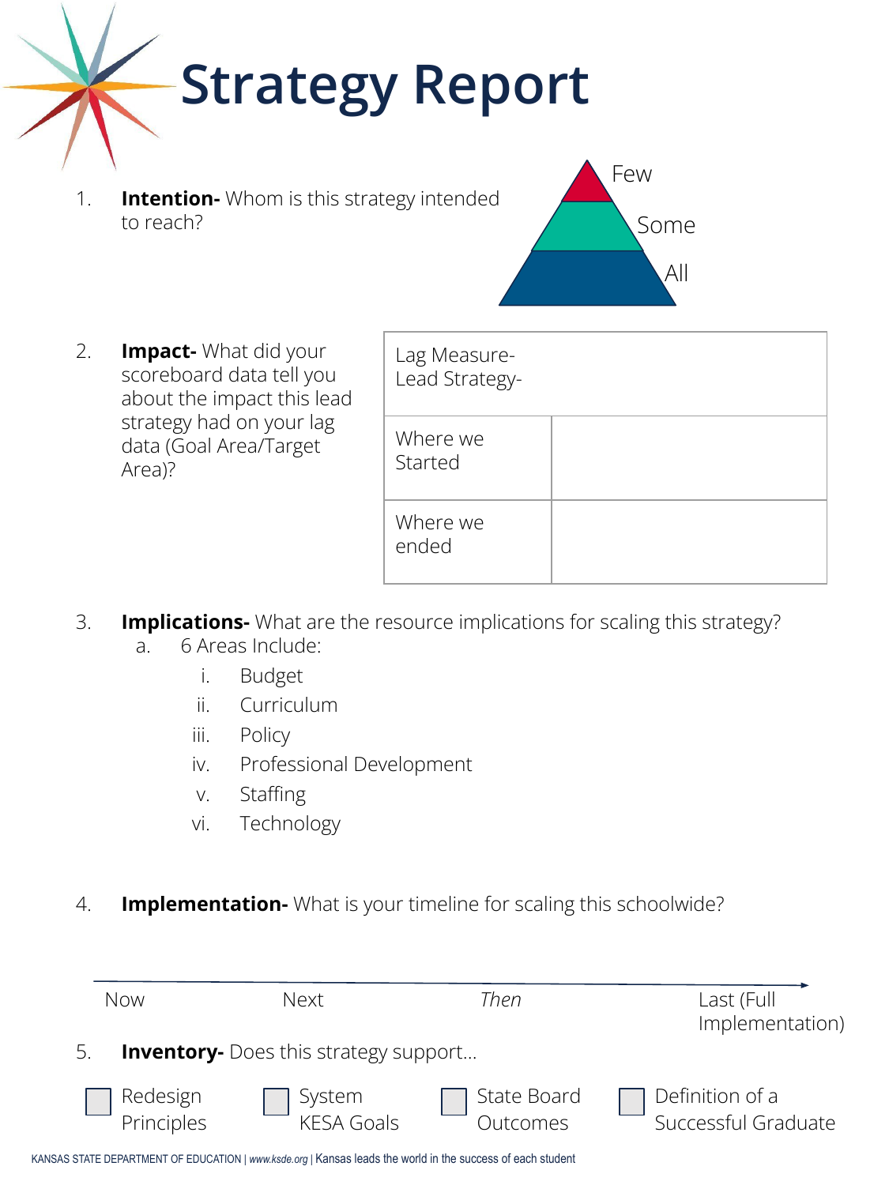# Strategy Report

1. **Intention-** Whom is this strategy intended to reach?

Few

Some

All

2. **Impact-** What did your scoreboard data tell you about the impact this lead strategy had on your lag data (Goal Area/Target Area)?

| Lag Measure-<br>Lead Strategy- | |
|---|---|
| Where we Started | |
| Where we ended | |

3. **Implications-** What are the resource implications for scaling this strategy?
   a. 6 Areas Include:
      i. Budget
      ii. Curriculum
      iii. Policy
      iv. Professional Development
      v. Staffing
      vi. Technology

4. **Implementation-** What is your timeline for scaling this schoolwide?

Now → Next → *Then* → Last (Full Implementation)

5. **Inventory-** Does this strategy support...

- [ ] Redesign Principles
- [ ] System KESA Goals
- [ ] State Board Outcomes
- [ ] Definition of a Successful Graduate

KANSAS STATE DEPARTMENT OF EDUCATION | *www.ksde.org* | Kansas leads the world in the success of each student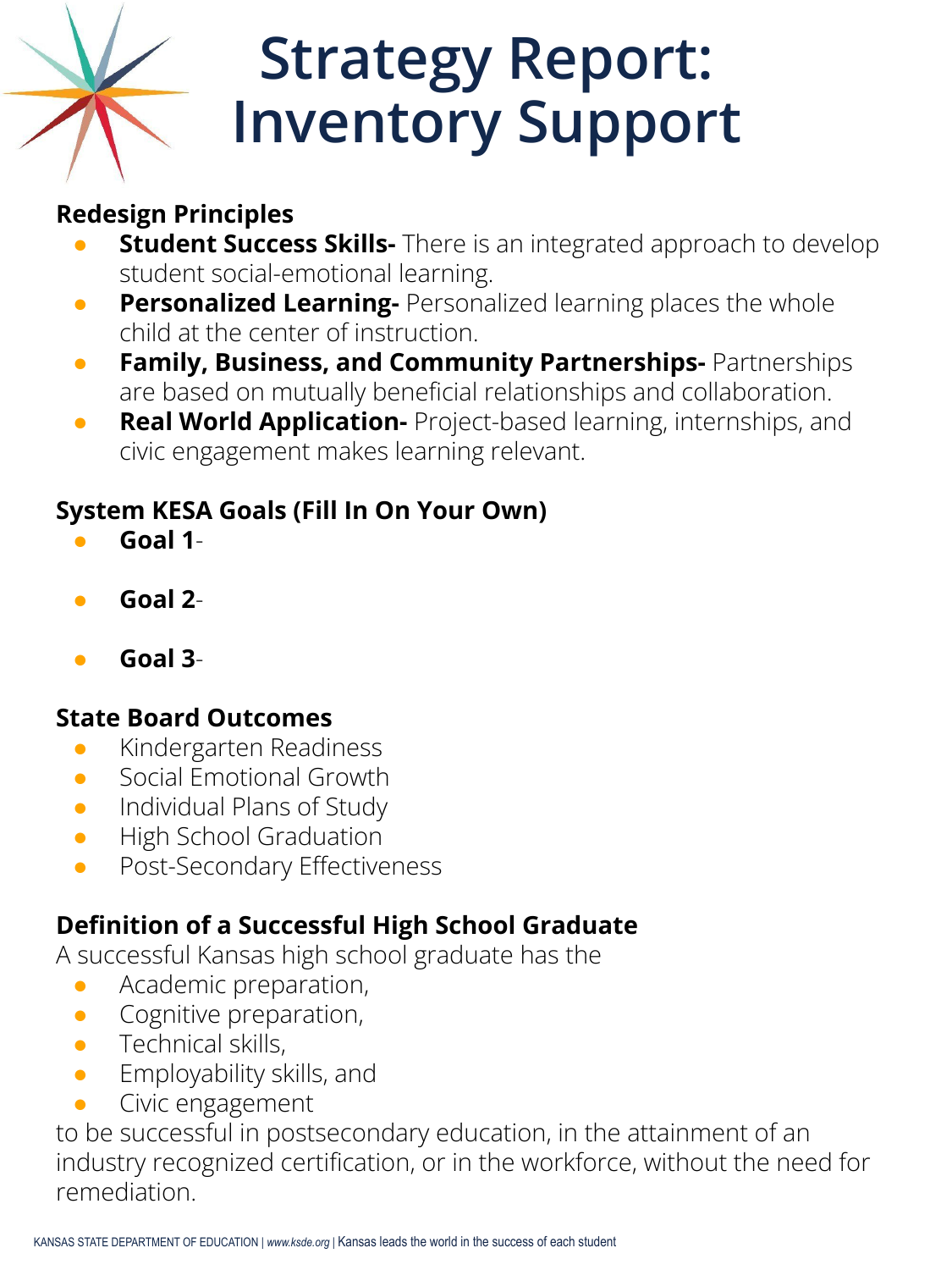# Strategy Report: Inventory Support

**Redesign Principles**

- **Student Success Skills-** There is an integrated approach to develop student social-emotional learning.
- **Personalized Learning-** Personalized learning places the whole child at the center of instruction.
- **Family, Business, and Community Partnerships-** Partnerships are based on mutually beneficial relationships and collaboration.
- **Real World Application-** Project-based learning, internships, and civic engagement makes learning relevant.

**System KESA Goals (Fill In On Your Own)**

- **Goal 1**-
- **Goal 2**-
- **Goal 3**-

**State Board Outcomes**

- Kindergarten Readiness
- Social Emotional Growth
- Individual Plans of Study
- High School Graduation
- Post-Secondary Effectiveness

**Definition of a Successful High School Graduate**

A successful Kansas high school graduate has the

- Academic preparation,
- Cognitive preparation,
- Technical skills,
- Employability skills, and
- Civic engagement

to be successful in postsecondary education, in the attainment of an industry recognized certification, or in the workforce, without the need for remediation.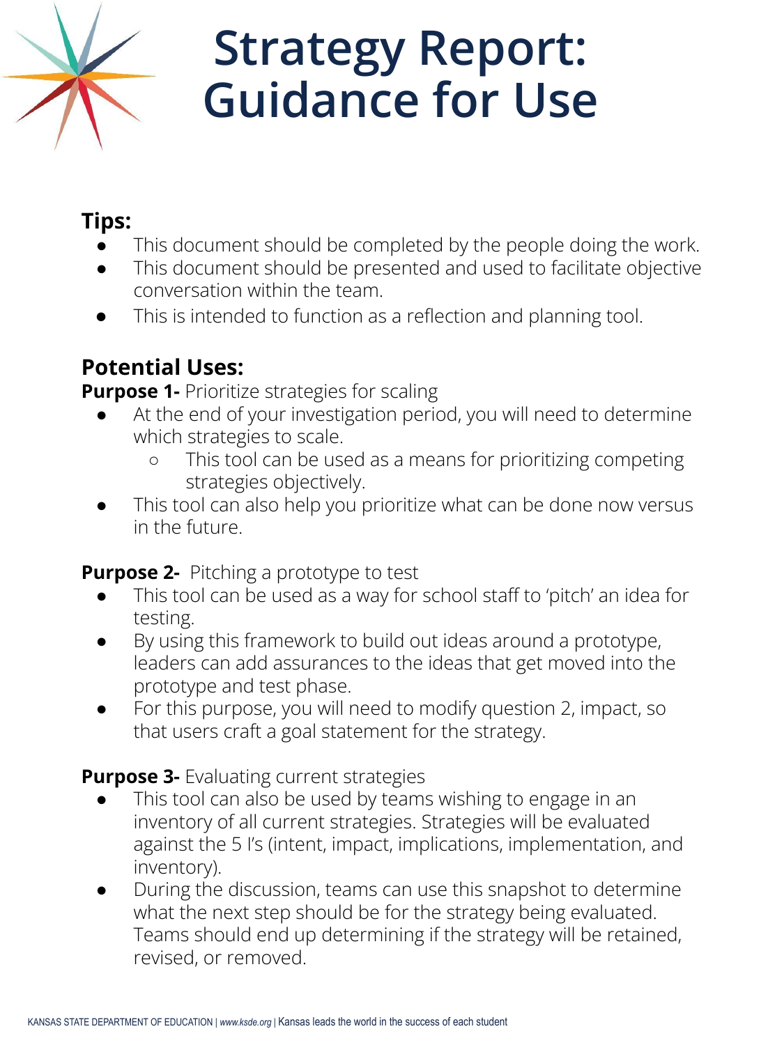# Strategy Report: Guidance for Use

## Tips:

- This document should be completed by the people doing the work.
- This document should be presented and used to facilitate objective conversation within the team.
- This is intended to function as a reflection and planning tool.

## Potential Uses:

**Purpose 1-** Prioritize strategies for scaling

- At the end of your investigation period, you will need to determine which strategies to scale.
  - This tool can be used as a means for prioritizing competing strategies objectively.
- This tool can also help you prioritize what can be done now versus in the future.

**Purpose 2-** Pitching a prototype to test

- This tool can be used as a way for school staff to 'pitch' an idea for testing.
- By using this framework to build out ideas around a prototype, leaders can add assurances to the ideas that get moved into the prototype and test phase.
- For this purpose, you will need to modify question 2, impact, so that users craft a goal statement for the strategy.

**Purpose 3-** Evaluating current strategies

- This tool can also be used by teams wishing to engage in an inventory of all current strategies. Strategies will be evaluated against the 5 I's (intent, impact, implications, implementation, and inventory).
- During the discussion, teams can use this snapshot to determine what the next step should be for the strategy being evaluated. Teams should end up determining if the strategy will be retained, revised, or removed.